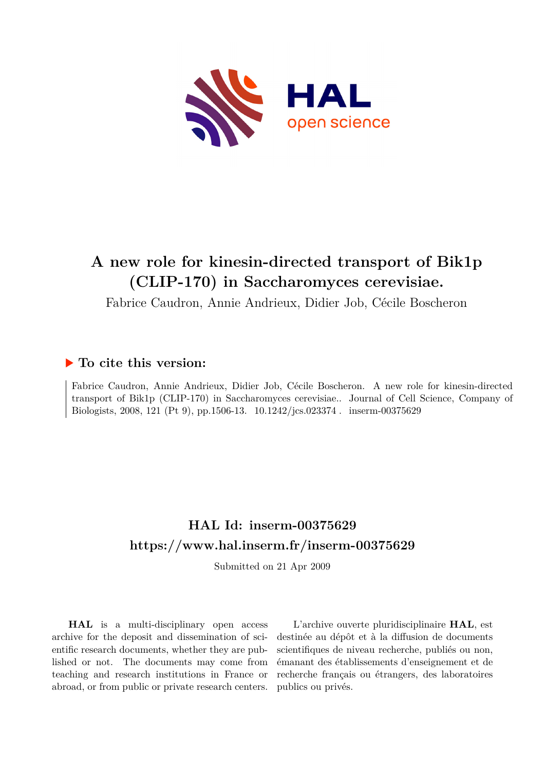# A new role for kinesin-directed transport of Bik1p (CLIP-170) in Saccharomyces cerevisiae.

Fabrice Caudron, Annie Andrieux, Didier Job, Cécile Boscheron

## ▶ To cite this version:

Fabrice Caudron, Annie Andrieux, Didier Job, Cécile Boscheron. A new role for kinesin-directed transport of Bik1p (CLIP-170) in Saccharomyces cerevisiae.. Journal of Cell Science, Company of Biologists, 2008, 121 (Pt 9), pp.1506-13. 10.1242/jcs.023374 . inserm-00375629

## HAL Id: inserm-00375629
## https://www.hal.inserm.fr/inserm-00375629

Submitted on 21 Apr 2009

**HAL** is a multi-disciplinary open access archive for the deposit and dissemination of scientific research documents, whether they are published or not. The documents may come from teaching and research institutions in France or abroad, or from public or private research centers.

L'archive ouverte pluridisciplinaire **HAL**, est destinée au dépôt et à la diffusion de documents scientifiques de niveau recherche, publiés ou non, émanant des établissements d'enseignement et de recherche français ou étrangers, des laboratoires publics ou privés.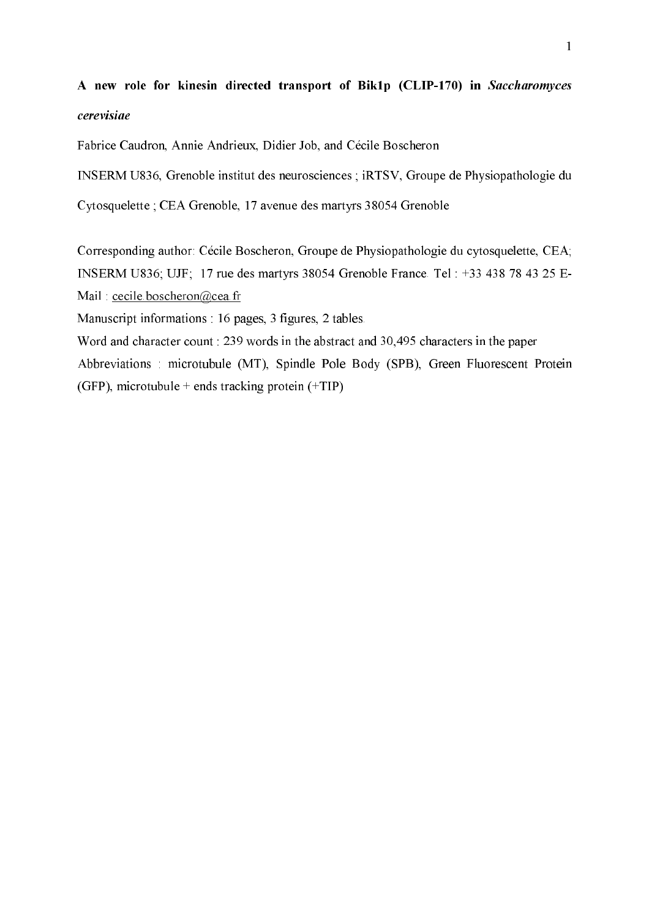# A new role for kinesin directed transport of Bik1p (CLIP-170) in *Saccharomyces cerevisiae*

Fabrice Caudron, Annie Andrieux, Didier Job, and Cécile Boscheron

INSERM U836, Grenoble institut des neurosciences ; iRTSV, Groupe de Physiopathologie du Cytosquelette ; CEA Grenoble, 17 avenue des martyrs 38054 Grenoble

Corresponding author: Cécile Boscheron, Groupe de Physiopathologie du cytosquelette, CEA; INSERM U836; UJF; 17 rue des martyrs 38054 Grenoble France. Tel : +33 438 78 43 25 E-Mail : cecile.boscheron@cea.fr

Manuscript informations : 16 pages, 3 figures, 2 tables.

Word and character count : 239 words in the abstract and 30,495 characters in the paper

Abbreviations : microtubule (MT), Spindle Pole Body (SPB), Green Fluorescent Protein (GFP), microtubule + ends tracking protein (+TIP)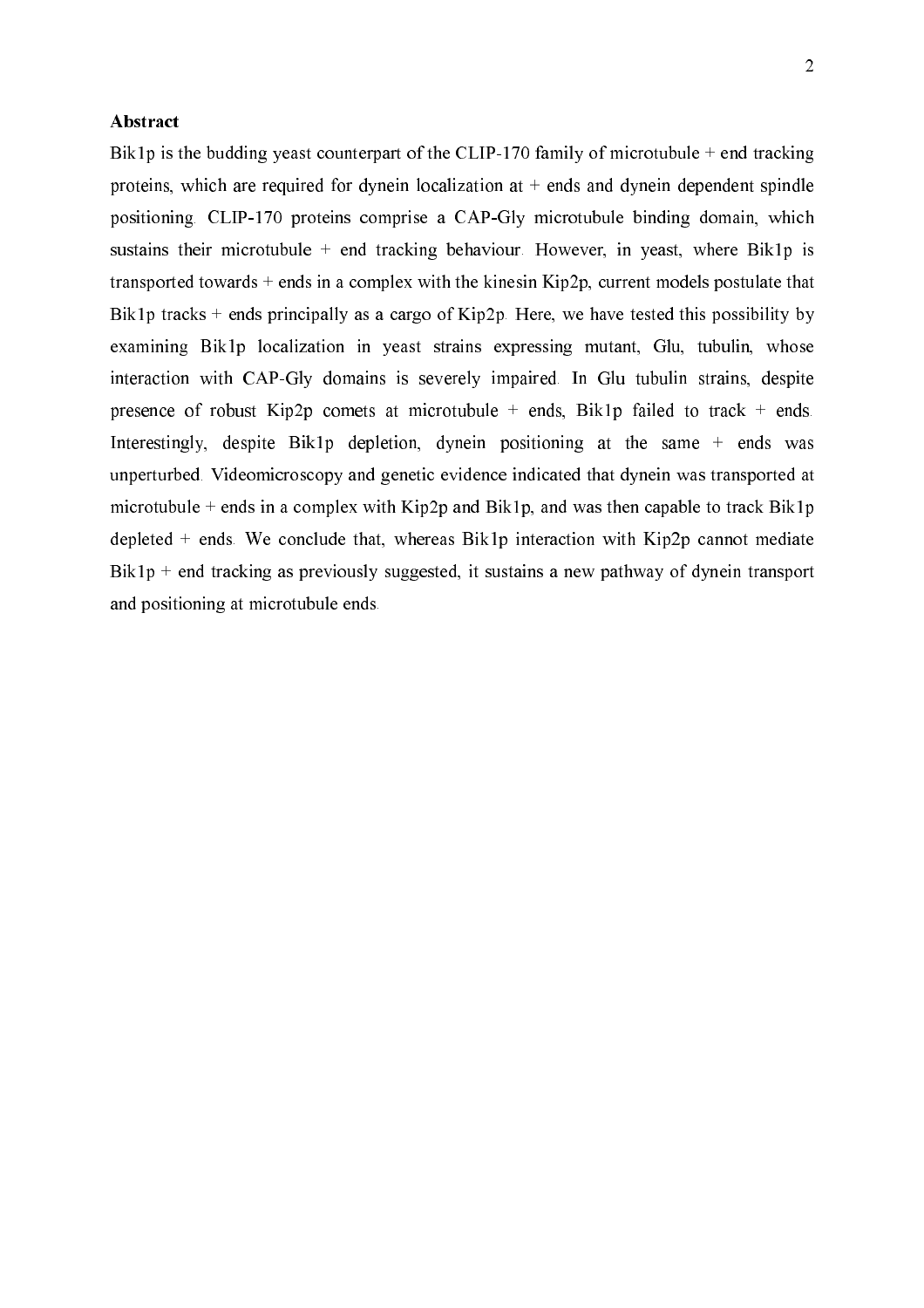**Abstract**

Bik1p is the budding yeast counterpart of the CLIP-170 family of microtubule + end tracking proteins, which are required for dynein localization at + ends and dynein dependent spindle positioning. CLIP-170 proteins comprise a CAP-Gly microtubule binding domain, which sustains their microtubule + end tracking behaviour. However, in yeast, where Bik1p is transported towards + ends in a complex with the kinesin Kip2p, current models postulate that Bik1p tracks + ends principally as a cargo of Kip2p. Here, we have tested this possibility by examining Bik1p localization in yeast strains expressing mutant, Glu, tubulin, whose interaction with CAP-Gly domains is severely impaired. In Glu tubulin strains, despite presence of robust Kip2p comets at microtubule + ends, Bik1p failed to track + ends. Interestingly, despite Bik1p depletion, dynein positioning at the same + ends was unperturbed. Videomicroscopy and genetic evidence indicated that dynein was transported at microtubule + ends in a complex with Kip2p and Bik1p, and was then capable to track Bik1p depleted + ends. We conclude that, whereas Bik1p interaction with Kip2p cannot mediate Bik1p + end tracking as previously suggested, it sustains a new pathway of dynein transport and positioning at microtubule ends.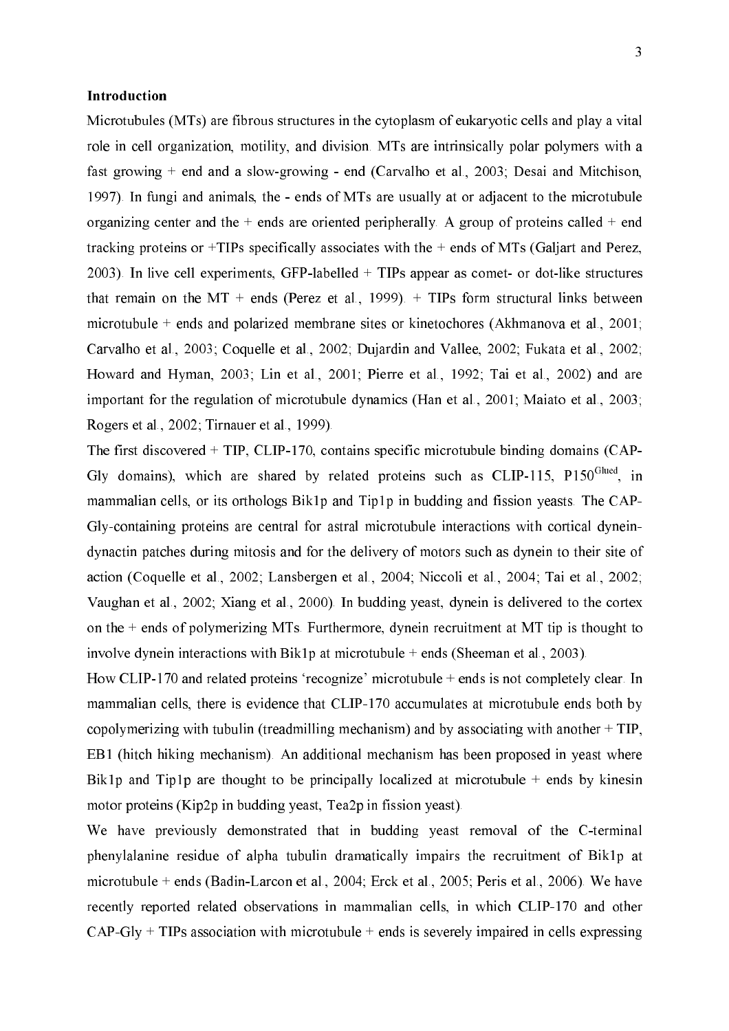### Introduction

Microtubules (MTs) are fibrous structures in the cytoplasm of eukaryotic cells and play a vital role in cell organization, motility, and division. MTs are intrinsically polar polymers with a fast growing + end and a slow-growing - end (Carvalho et al., 2003; Desai and Mitchison, 1997). In fungi and animals, the - ends of MTs are usually at or adjacent to the microtubule organizing center and the + ends are oriented peripherally. A group of proteins called + end tracking proteins or +TIPs specifically associates with the + ends of MTs (Galjart and Perez, 2003). In live cell experiments, GFP-labelled + TIPs appear as comet- or dot-like structures that remain on the MT + ends (Perez et al., 1999). + TIPs form structural links between microtubule + ends and polarized membrane sites or kinetochores (Akhmanova et al., 2001; Carvalho et al., 2003; Coquelle et al., 2002; Dujardin and Vallee, 2002; Fukata et al., 2002; Howard and Hyman, 2003; Lin et al., 2001; Pierre et al., 1992; Tai et al., 2002) and are important for the regulation of microtubule dynamics (Han et al., 2001; Maiato et al., 2003; Rogers et al., 2002; Tirnauer et al., 1999).

The first discovered + TIP, CLIP-170, contains specific microtubule binding domains (CAP-Gly domains), which are shared by related proteins such as CLIP-115, P150[Glued], in mammalian cells, or its orthologs Bik1p and Tip1p in budding and fission yeasts. The CAP-Gly-containing proteins are central for astral microtubule interactions with cortical dynein-dynactin patches during mitosis and for the delivery of motors such as dynein to their site of action (Coquelle et al., 2002; Lansbergen et al., 2004; Niccoli et al., 2004; Tai et al., 2002; Vaughan et al., 2002; Xiang et al., 2000). In budding yeast, dynein is delivered to the cortex on the + ends of polymerizing MTs. Furthermore, dynein recruitment at MT tip is thought to involve dynein interactions with Bik1p at microtubule + ends (Sheeman et al., 2003).

How CLIP-170 and related proteins 'recognize' microtubule + ends is not completely clear. In mammalian cells, there is evidence that CLIP-170 accumulates at microtubule ends both by copolymerizing with tubulin (treadmilling mechanism) and by associating with another + TIP, EB1 (hitch hiking mechanism). An additional mechanism has been proposed in yeast where Bik1p and Tip1p are thought to be principally localized at microtubule + ends by kinesin motor proteins (Kip2p in budding yeast, Tea2p in fission yeast).

We have previously demonstrated that in budding yeast removal of the C-terminal phenylalanine residue of alpha tubulin dramatically impairs the recruitment of Bik1p at microtubule + ends (Badin-Larcon et al., 2004; Erck et al., 2005; Peris et al., 2006). We have recently reported related observations in mammalian cells, in which CLIP-170 and other CAP-Gly + TIPs association with microtubule + ends is severely impaired in cells expressing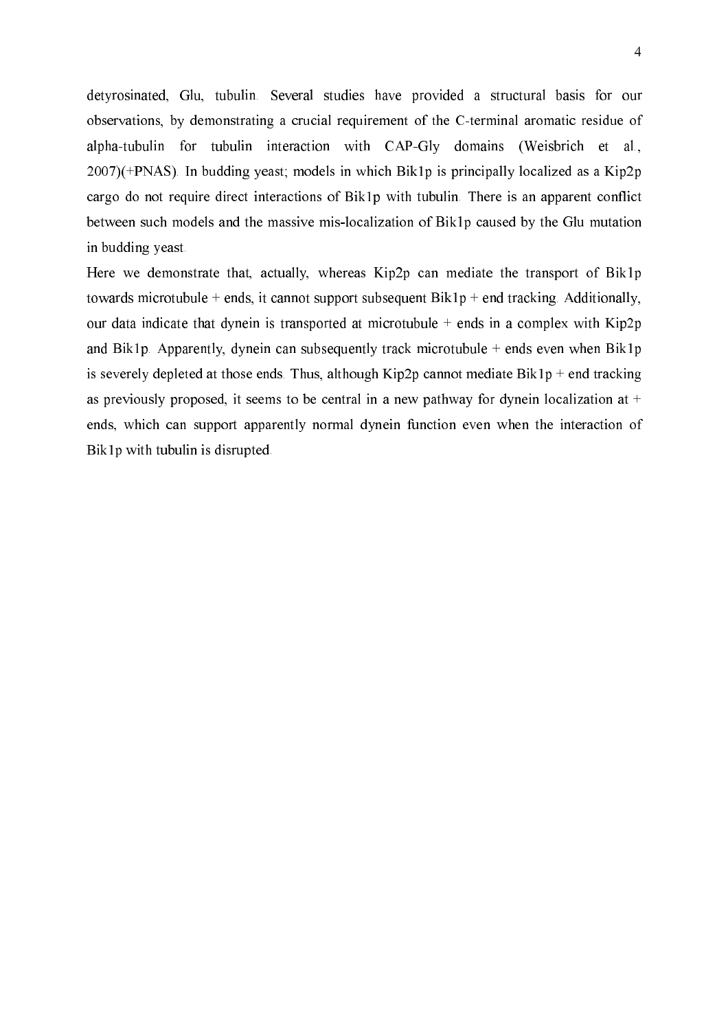detyrosinated, Glu, tubulin. Several studies have provided a structural basis for our observations, by demonstrating a crucial requirement of the C-terminal aromatic residue of alpha-tubulin for tubulin interaction with CAP-Gly domains (Weisbrich et al., 2007)(+PNAS). In budding yeast; models in which Bik1p is principally localized as a Kip2p cargo do not require direct interactions of Bik1p with tubulin. There is an apparent conflict between such models and the massive mis-localization of Bik1p caused by the Glu mutation in budding yeast.

Here we demonstrate that, actually, whereas Kip2p can mediate the transport of Bik1p towards microtubule + ends, it cannot support subsequent Bik1p + end tracking. Additionally, our data indicate that dynein is transported at microtubule + ends in a complex with Kip2p and Bik1p. Apparently, dynein can subsequently track microtubule + ends even when Bik1p is severely depleted at those ends. Thus, although Kip2p cannot mediate Bik1p + end tracking as previously proposed, it seems to be central in a new pathway for dynein localization at + ends, which can support apparently normal dynein function even when the interaction of Bik1p with tubulin is disrupted.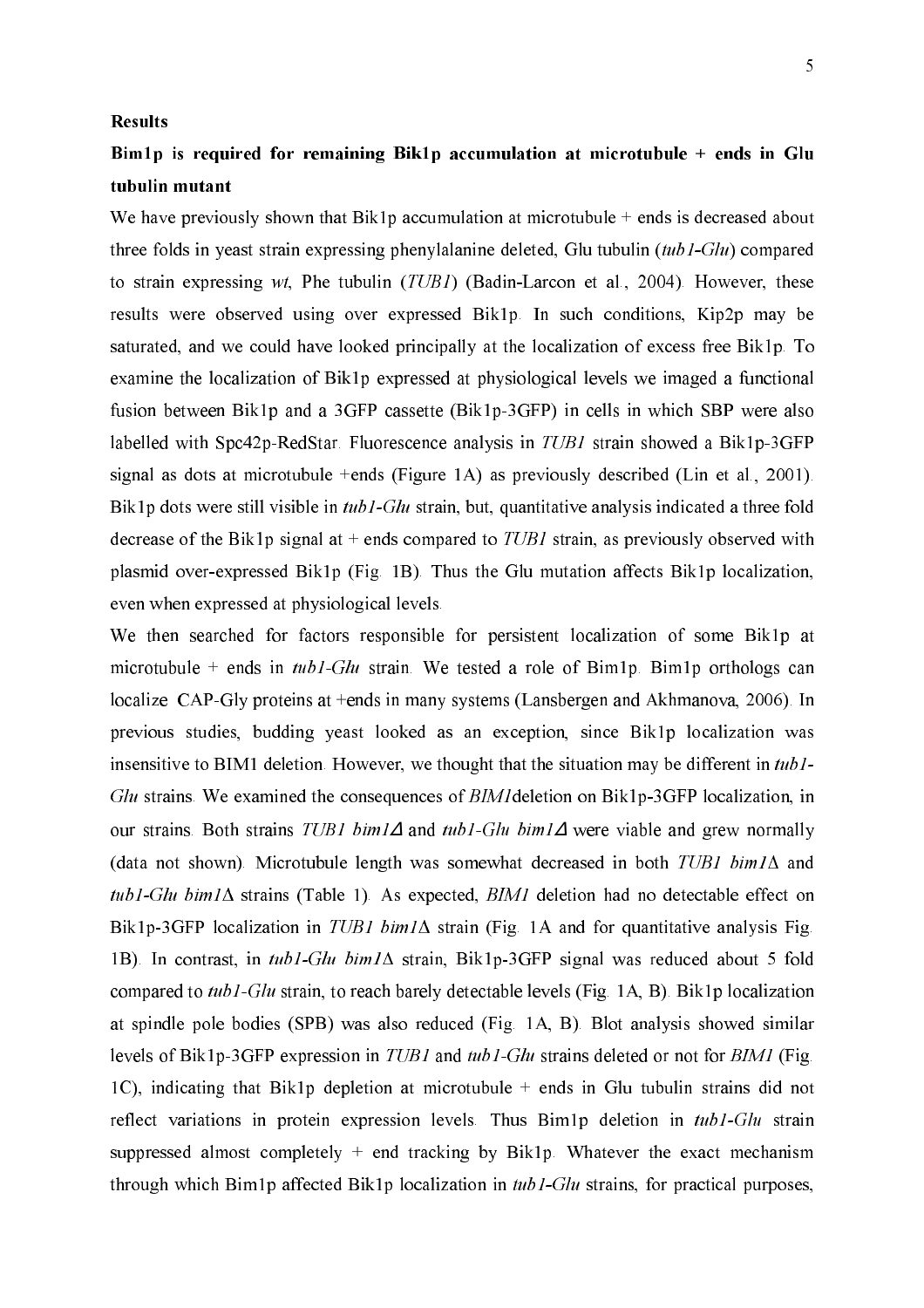## Results

### Bim1p is required for remaining Bik1p accumulation at microtubule + ends in Glu tubulin mutant

We have previously shown that Bik1p accumulation at microtubule + ends is decreased about three folds in yeast strain expressing phenylalanine deleted, Glu tubulin (*tub1-Glu*) compared to strain expressing *wt*, Phe tubulin (*TUB1*) (Badin-Larcon et al., 2004). However, these results were observed using over expressed Bik1p. In such conditions, Kip2p may be saturated, and we could have looked principally at the localization of excess free Bik1p. To examine the localization of Bik1p expressed at physiological levels we imaged a functional fusion between Bik1p and a 3GFP cassette (Bik1p-3GFP) in cells in which SBP were also labelled with Spc42p-RedStar. Fluorescence analysis in *TUB1* strain showed a Bik1p-3GFP signal as dots at microtubule +ends (Figure 1A) as previously described (Lin et al., 2001). Bik1p dots were still visible in *tub1-Glu* strain, but, quantitative analysis indicated a three fold decrease of the Bik1p signal at + ends compared to *TUB1* strain, as previously observed with plasmid over-expressed Bik1p (Fig. 1B). Thus the Glu mutation affects Bik1p localization, even when expressed at physiological levels.

We then searched for factors responsible for persistent localization of some Bik1p at microtubule + ends in *tub1-Glu* strain. We tested a role of Bim1p. Bim1p orthologs can localize CAP-Gly proteins at +ends in many systems (Lansbergen and Akhmanova, 2006). In previous studies, budding yeast looked as an exception, since Bik1p localization was insensitive to BIM1 deletion. However, we thought that the situation may be different in *tub1-Glu* strains. We examined the consequences of *BIM1*deletion on Bik1p-3GFP localization, in our strains. Both strains *TUB1 bim1Δ* and *tub1-Glu bim1Δ* were viable and grew normally (data not shown). Microtubule length was somewhat decreased in both *TUB1 bim1Δ* and *tub1-Glu bim1Δ* strains (Table 1). As expected, *BIM1* deletion had no detectable effect on Bik1p-3GFP localization in *TUB1 bim1Δ* strain (Fig. 1A and for quantitative analysis Fig. 1B). In contrast, in *tub1-Glu bim1Δ* strain, Bik1p-3GFP signal was reduced about 5 fold compared to *tub1-Glu* strain, to reach barely detectable levels (Fig. 1A, B). Bik1p localization at spindle pole bodies (SPB) was also reduced (Fig. 1A, B). Blot analysis showed similar levels of Bik1p-3GFP expression in *TUB1* and *tub1-Glu* strains deleted or not for *BIM1* (Fig. 1C), indicating that Bik1p depletion at microtubule + ends in Glu tubulin strains did not reflect variations in protein expression levels. Thus Bim1p deletion in *tub1-Glu* strain suppressed almost completely + end tracking by Bik1p. Whatever the exact mechanism through which Bim1p affected Bik1p localization in *tub1-Glu* strains, for practical purposes,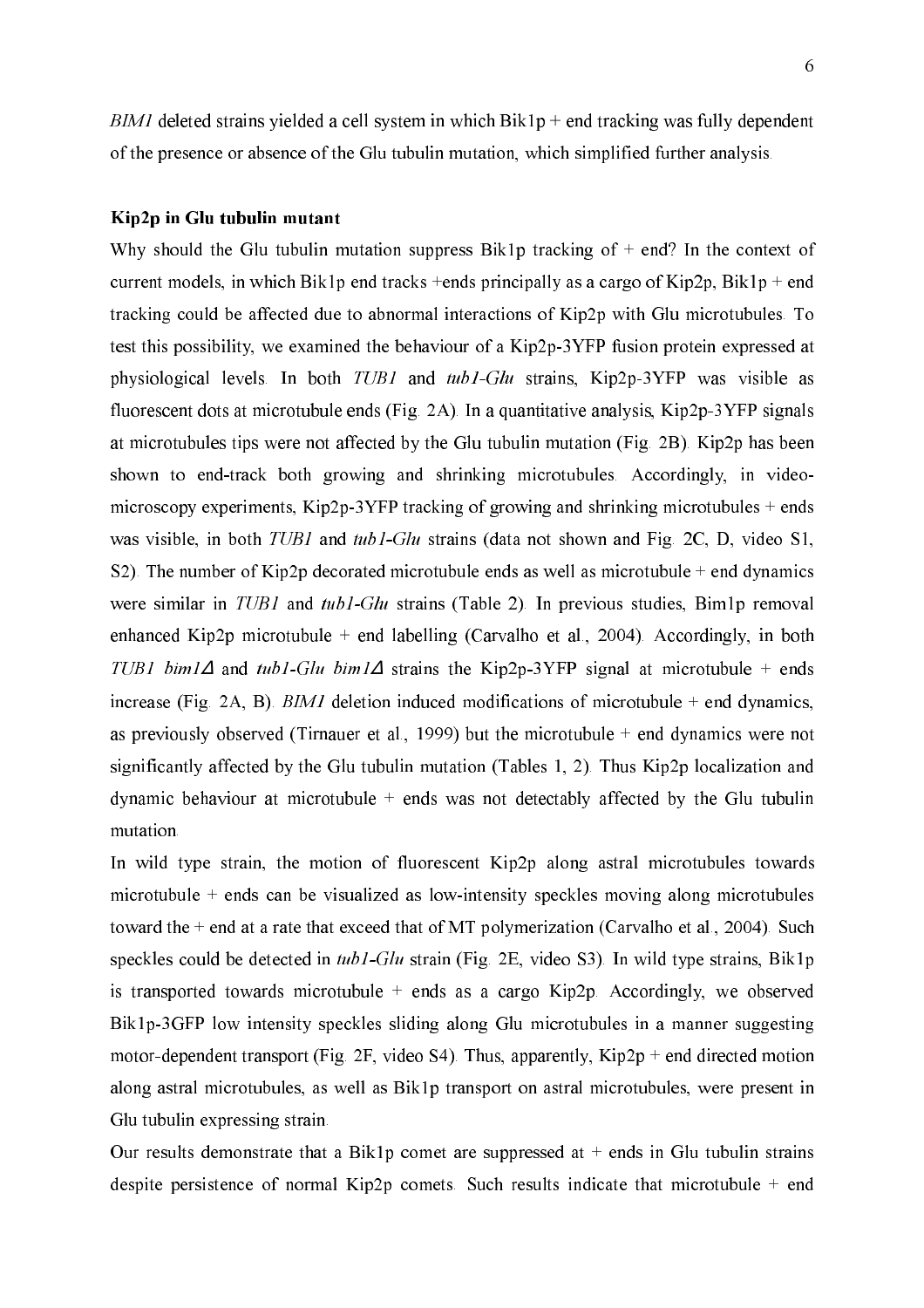*BIM1* deleted strains yielded a cell system in which Bik1p + end tracking was fully dependent of the presence or absence of the Glu tubulin mutation, which simplified further analysis.

### Kip2p in Glu tubulin mutant

Why should the Glu tubulin mutation suppress Bik1p tracking of + end? In the context of current models, in which Bik1p end tracks +ends principally as a cargo of Kip2p, Bik1p + end tracking could be affected due to abnormal interactions of Kip2p with Glu microtubules. To test this possibility, we examined the behaviour of a Kip2p-3YFP fusion protein expressed at physiological levels. In both *TUB1* and *tub1-Glu* strains, Kip2p-3YFP was visible as fluorescent dots at microtubule ends (Fig. 2A). In a quantitative analysis, Kip2p-3YFP signals at microtubules tips were not affected by the Glu tubulin mutation (Fig. 2B). Kip2p has been shown to end-track both growing and shrinking microtubules. Accordingly, in video-microscopy experiments, Kip2p-3YFP tracking of growing and shrinking microtubules + ends was visible, in both *TUB1* and *tub1-Glu* strains (data not shown and Fig. 2C, D, video S1, S2). The number of Kip2p decorated microtubule ends as well as microtubule + end dynamics were similar in *TUB1* and *tub1-Glu* strains (Table 2). In previous studies, Bim1p removal enhanced Kip2p microtubule + end labelling (Carvalho et al., 2004). Accordingly, in both *TUB1 bim1Δ* and *tub1-Glu bim1Δ* strains the Kip2p-3YFP signal at microtubule + ends increase (Fig. 2A, B). *BIM1* deletion induced modifications of microtubule + end dynamics, as previously observed (Tirnauer et al., 1999) but the microtubule + end dynamics were not significantly affected by the Glu tubulin mutation (Tables 1, 2). Thus Kip2p localization and dynamic behaviour at microtubule + ends was not detectably affected by the Glu tubulin mutation.

In wild type strain, the motion of fluorescent Kip2p along astral microtubules towards microtubule + ends can be visualized as low-intensity speckles moving along microtubules toward the + end at a rate that exceed that of MT polymerization (Carvalho et al., 2004). Such speckles could be detected in *tub1-Glu* strain (Fig. 2E, video S3). In wild type strains, Bik1p is transported towards microtubule + ends as a cargo Kip2p. Accordingly, we observed Bik1p-3GFP low intensity speckles sliding along Glu microtubules in a manner suggesting motor-dependent transport (Fig. 2F, video S4). Thus, apparently, Kip2p + end directed motion along astral microtubules, as well as Bik1p transport on astral microtubules, were present in Glu tubulin expressing strain.

Our results demonstrate that a Bik1p comet are suppressed at + ends in Glu tubulin strains despite persistence of normal Kip2p comets. Such results indicate that microtubule + end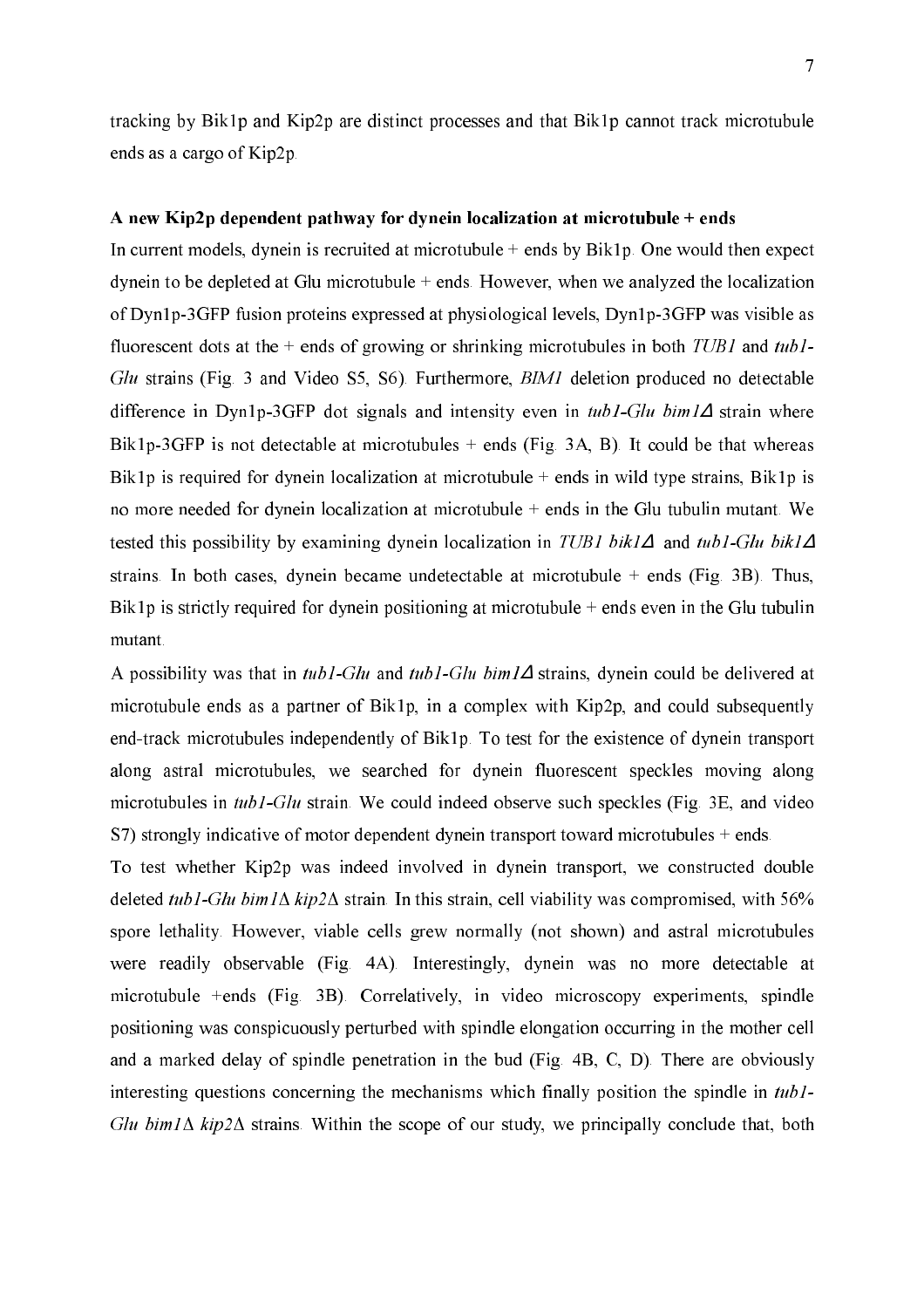tracking by Bik1p and Kip2p are distinct processes and that Bik1p cannot track microtubule ends as a cargo of Kip2p.

### A new Kip2p dependent pathway for dynein localization at microtubule + ends

In current models, dynein is recruited at microtubule + ends by Bik1p. One would then expect dynein to be depleted at Glu microtubule + ends. However, when we analyzed the localization of Dyn1p-3GFP fusion proteins expressed at physiological levels, Dyn1p-3GFP was visible as fluorescent dots at the + ends of growing or shrinking microtubules in both *TUB1* and *tub1-Glu* strains (Fig. 3 and Video S5, S6). Furthermore, *BIM1* deletion produced no detectable difference in Dyn1p-3GFP dot signals and intensity even in *tub1-Glu bim1Δ* strain where Bik1p-3GFP is not detectable at microtubules + ends (Fig. 3A, B). It could be that whereas Bik1p is required for dynein localization at microtubule + ends in wild type strains, Bik1p is no more needed for dynein localization at microtubule + ends in the Glu tubulin mutant. We tested this possibility by examining dynein localization in *TUB1 bik1Δ* and *tub1-Glu bik1Δ* strains. In both cases, dynein became undetectable at microtubule + ends (Fig. 3B). Thus, Bik1p is strictly required for dynein positioning at microtubule + ends even in the Glu tubulin mutant.

A possibility was that in *tub1-Glu* and *tub1-Glu bim1Δ* strains, dynein could be delivered at microtubule ends as a partner of Bik1p, in a complex with Kip2p, and could subsequently end-track microtubules independently of Bik1p. To test for the existence of dynein transport along astral microtubules, we searched for dynein fluorescent speckles moving along microtubules in *tub1-Glu* strain. We could indeed observe such speckles (Fig. 3E, and video S7) strongly indicative of motor dependent dynein transport toward microtubules + ends.

To test whether Kip2p was indeed involved in dynein transport, we constructed double deleted *tub1-Glu bim1Δ kip2Δ* strain. In this strain, cell viability was compromised, with 56% spore lethality. However, viable cells grew normally (not shown) and astral microtubules were readily observable (Fig. 4A). Interestingly, dynein was no more detectable at microtubule +ends (Fig. 3B). Correlatively, in video microscopy experiments, spindle positioning was conspicuously perturbed with spindle elongation occurring in the mother cell and a marked delay of spindle penetration in the bud (Fig. 4B, C, D). There are obviously interesting questions concerning the mechanisms which finally position the spindle in *tub1-Glu bim1Δ kip2Δ* strains. Within the scope of our study, we principally conclude that, both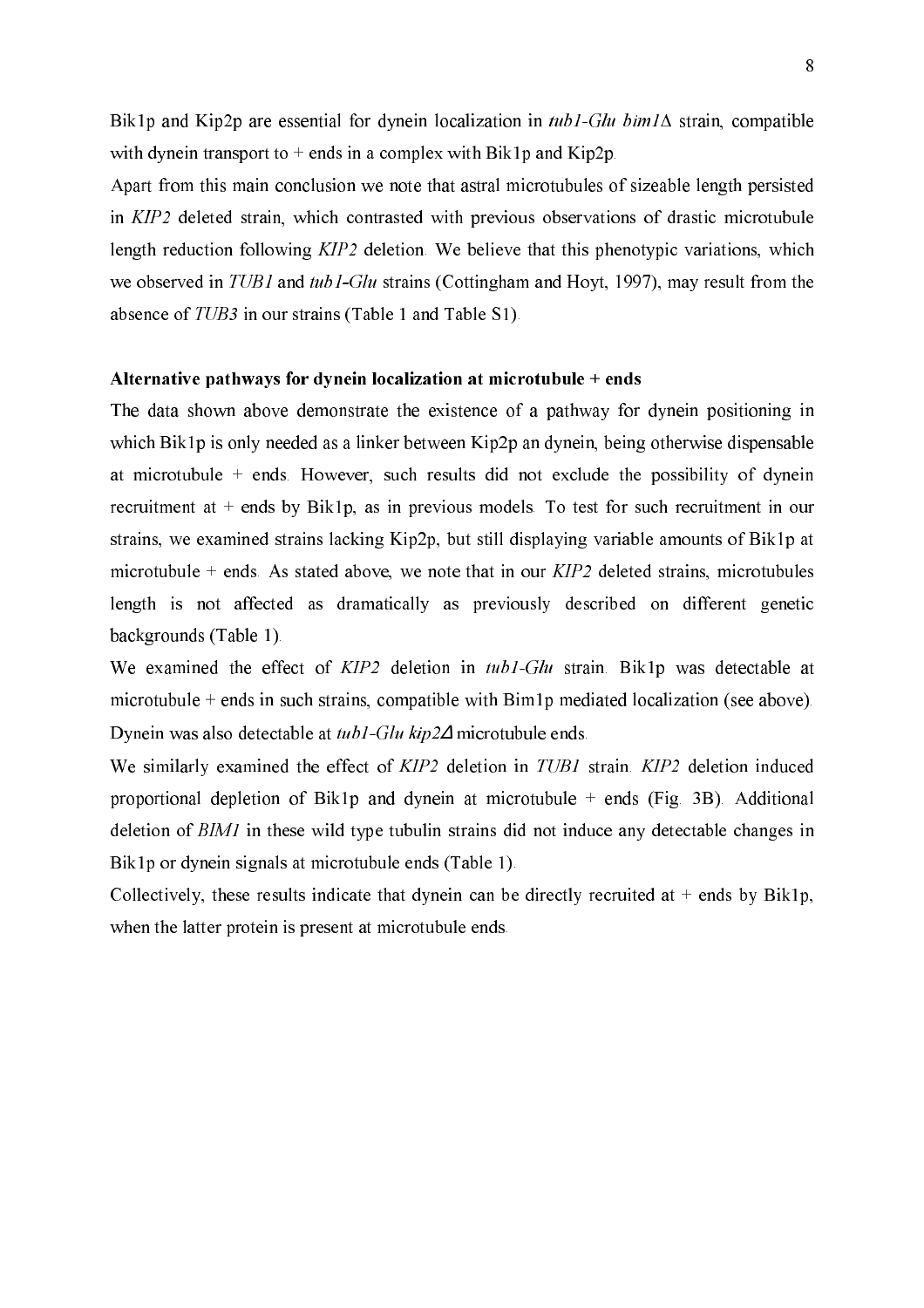Bik1p and Kip2p are essential for dynein localization in *tub1-Glu bim1*Δ strain, compatible with dynein transport to + ends in a complex with Bik1p and Kip2p.

Apart from this main conclusion we note that astral microtubules of sizeable length persisted in *KIP2* deleted strain, which contrasted with previous observations of drastic microtubule length reduction following *KIP2* deletion. We believe that this phenotypic variations, which we observed in *TUB1* and *tub1-Glu* strains (Cottingham and Hoyt, 1997), may result from the absence of *TUB3* in our strains (Table 1 and Table S1).

**Alternative pathways for dynein localization at microtubule + ends**

The data shown above demonstrate the existence of a pathway for dynein positioning in which Bik1p is only needed as a linker between Kip2p an dynein, being otherwise dispensable at microtubule + ends. However, such results did not exclude the possibility of dynein recruitment at + ends by Bik1p, as in previous models. To test for such recruitment in our strains, we examined strains lacking Kip2p, but still displaying variable amounts of Bik1p at microtubule + ends. As stated above, we note that in our *KIP2* deleted strains, microtubules length is not affected as dramatically as previously described on different genetic backgrounds (Table 1).

We examined the effect of *KIP2* deletion in *tub1-Glu* strain. Bik1p was detectable at microtubule + ends in such strains, compatible with Bim1p mediated localization (see above). Dynein was also detectable at *tub1-Glu kip2*Δ microtubule ends.

We similarly examined the effect of *KIP2* deletion in *TUB1* strain. *KIP2* deletion induced proportional depletion of Bik1p and dynein at microtubule + ends (Fig. 3B). Additional deletion of *BIM1* in these wild type tubulin strains did not induce any detectable changes in Bik1p or dynein signals at microtubule ends (Table 1).

Collectively, these results indicate that dynein can be directly recruited at + ends by Bik1p, when the latter protein is present at microtubule ends.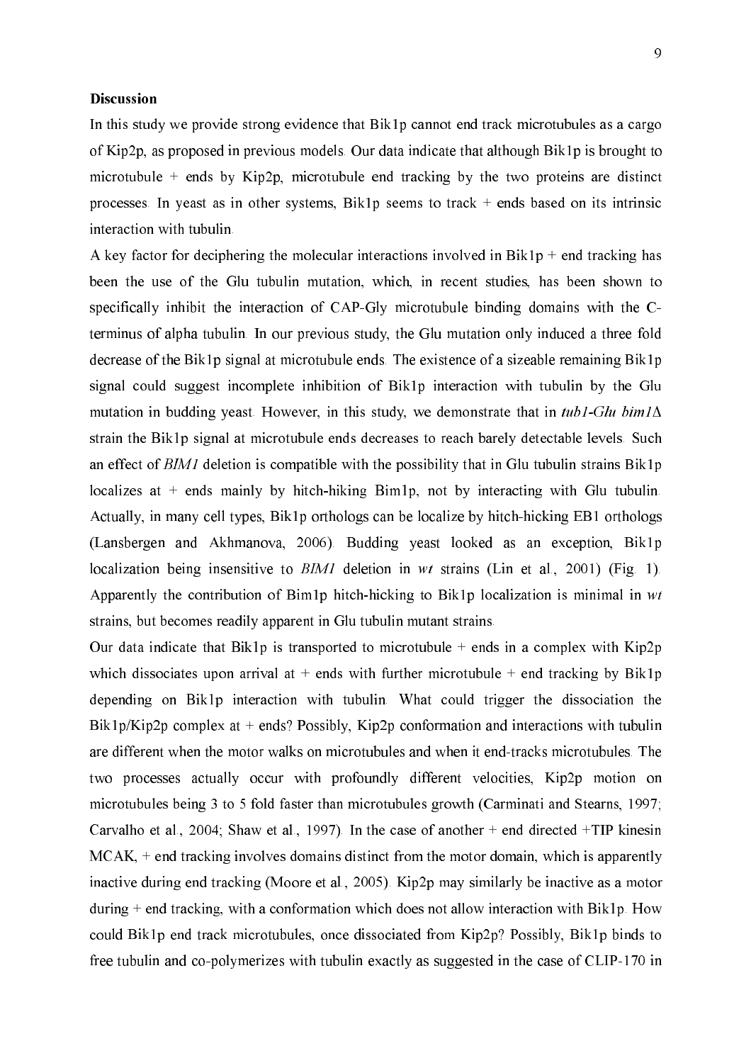**Discussion**

In this study we provide strong evidence that Bik1p cannot end track microtubules as a cargo of Kip2p, as proposed in previous models. Our data indicate that although Bik1p is brought to microtubule + ends by Kip2p, microtubule end tracking by the two proteins are distinct processes. In yeast as in other systems, Bik1p seems to track + ends based on its intrinsic interaction with tubulin.

A key factor for deciphering the molecular interactions involved in Bik1p + end tracking has been the use of the Glu tubulin mutation, which, in recent studies, has been shown to specifically inhibit the interaction of CAP-Gly microtubule binding domains with the C-terminus of alpha tubulin. In our previous study, the Glu mutation only induced a three fold decrease of the Bik1p signal at microtubule ends. The existence of a sizeable remaining Bik1p signal could suggest incomplete inhibition of Bik1p interaction with tubulin by the Glu mutation in budding yeast. However, in this study, we demonstrate that in *tub1-Glu bim1Δ* strain the Bik1p signal at microtubule ends decreases to reach barely detectable levels. Such an effect of *BIM1* deletion is compatible with the possibility that in Glu tubulin strains Bik1p localizes at + ends mainly by hitch-hiking Bim1p, not by interacting with Glu tubulin. Actually, in many cell types, Bik1p orthologs can be localize by hitch-hicking EB1 orthologs (Lansbergen and Akhmanova, 2006). Budding yeast looked as an exception, Bik1p localization being insensitive to *BIM1* deletion in *wt* strains (Lin et al., 2001) (Fig. 1). Apparently the contribution of Bim1p hitch-hicking to Bik1p localization is minimal in *wt* strains, but becomes readily apparent in Glu tubulin mutant strains.

Our data indicate that Bik1p is transported to microtubule + ends in a complex with Kip2p which dissociates upon arrival at + ends with further microtubule + end tracking by Bik1p depending on Bik1p interaction with tubulin. What could trigger the dissociation the Bik1p/Kip2p complex at + ends? Possibly, Kip2p conformation and interactions with tubulin are different when the motor walks on microtubules and when it end-tracks microtubules. The two processes actually occur with profoundly different velocities, Kip2p motion on microtubules being 3 to 5 fold faster than microtubules growth (Carminati and Stearns, 1997; Carvalho et al., 2004; Shaw et al., 1997). In the case of another + end directed +TIP kinesin MCAK, + end tracking involves domains distinct from the motor domain, which is apparently inactive during end tracking (Moore et al., 2005). Kip2p may similarly be inactive as a motor during + end tracking, with a conformation which does not allow interaction with Bik1p. How could Bik1p end track microtubules, once dissociated from Kip2p? Possibly, Bik1p binds to free tubulin and co-polymerizes with tubulin exactly as suggested in the case of CLIP-170 in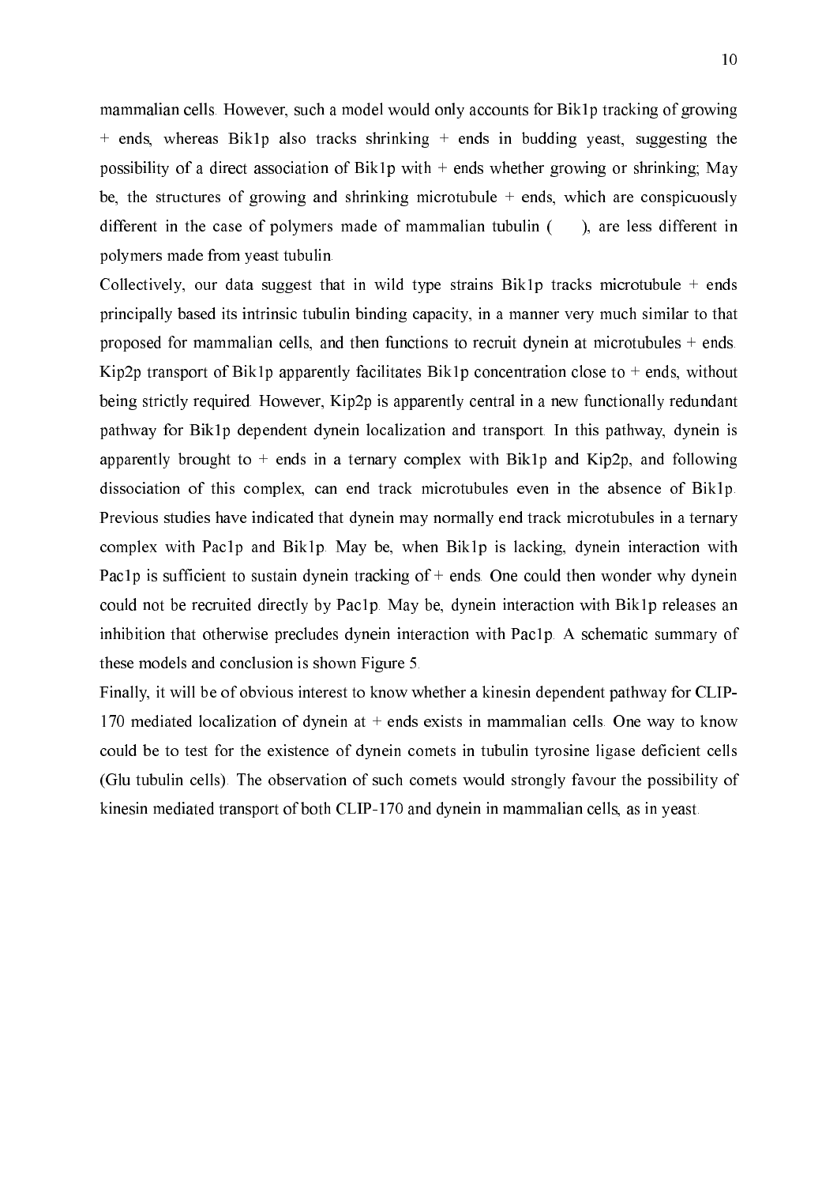mammalian cells. However, such a model would only accounts for Bik1p tracking of growing + ends, whereas Bik1p also tracks shrinking + ends in budding yeast, suggesting the possibility of a direct association of Bik1p with + ends whether growing or shrinking; May be, the structures of growing and shrinking microtubule + ends, which are conspicuously different in the case of polymers made of mammalian tubulin ( ), are less different in polymers made from yeast tubulin.

Collectively, our data suggest that in wild type strains Bik1p tracks microtubule + ends principally based its intrinsic tubulin binding capacity, in a manner very much similar to that proposed for mammalian cells, and then functions to recruit dynein at microtubules + ends. Kip2p transport of Bik1p apparently facilitates Bik1p concentration close to + ends, without being strictly required. However, Kip2p is apparently central in a new functionally redundant pathway for Bik1p dependent dynein localization and transport. In this pathway, dynein is apparently brought to + ends in a ternary complex with Bik1p and Kip2p, and following dissociation of this complex, can end track microtubules even in the absence of Bik1p. Previous studies have indicated that dynein may normally end track microtubules in a ternary complex with Pac1p and Bik1p. May be, when Bik1p is lacking, dynein interaction with Pac1p is sufficient to sustain dynein tracking of + ends. One could then wonder why dynein could not be recruited directly by Pac1p. May be, dynein interaction with Bik1p releases an inhibition that otherwise precludes dynein interaction with Pac1p. A schematic summary of these models and conclusion is shown Figure 5.

Finally, it will be of obvious interest to know whether a kinesin dependent pathway for CLIP-170 mediated localization of dynein at + ends exists in mammalian cells. One way to know could be to test for the existence of dynein comets in tubulin tyrosine ligase deficient cells (Glu tubulin cells). The observation of such comets would strongly favour the possibility of kinesin mediated transport of both CLIP-170 and dynein in mammalian cells, as in yeast.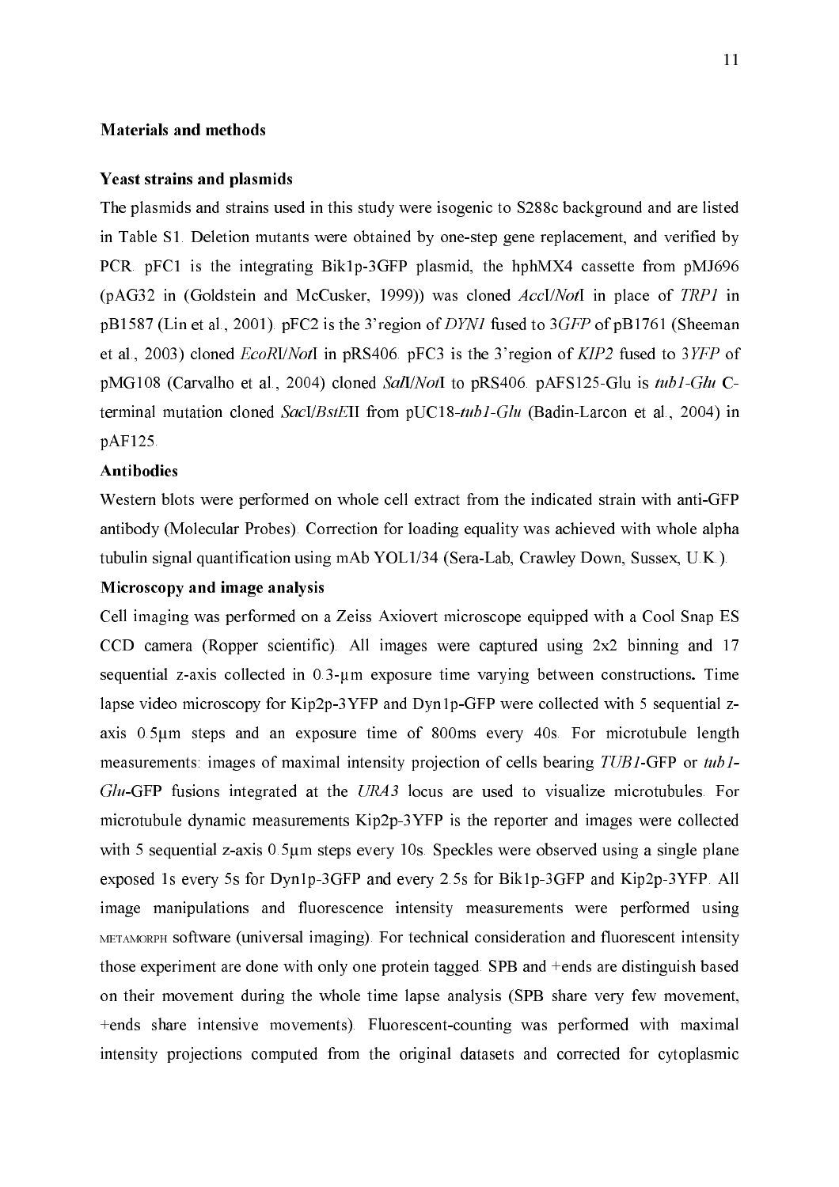## Materials and methods

### Yeast strains and plasmids

The plasmids and strains used in this study were isogenic to S288c background and are listed in Table S1. Deletion mutants were obtained by one-step gene replacement, and verified by PCR. pFC1 is the integrating Bik1p-3GFP plasmid, the hphMX4 cassette from pMJ696 (pAG32 in (Goldstein and McCusker, 1999)) was cloned *Acc*I/*Not*I in place of *TRP1* in pB1587 (Lin et al., 2001). pFC2 is the 3'region of *DYN1* fused to 3*GFP* of pB1761 (Sheeman et al., 2003) cloned *EcoR*I/*Not*I in pRS406. pFC3 is the 3'region of *KIP2* fused to 3*YFP* of pMG108 (Carvalho et al., 2004) cloned *Sal*I/*Not*I to pRS406. pAFS125-Glu is *tub1-Glu* C-terminal mutation cloned *Sac*I/*BstE*II from pUC18-*tub1-Glu* (Badin-Larcon et al., 2004) in pAF125.

### Antibodies

Western blots were performed on whole cell extract from the indicated strain with anti-GFP antibody (Molecular Probes). Correction for loading equality was achieved with whole alpha tubulin signal quantification using mAb YOL1/34 (Sera-Lab, Crawley Down, Sussex, U.K.).

### Microscopy and image analysis

Cell imaging was performed on a Zeiss Axiovert microscope equipped with a Cool Snap ES CCD camera (Ropper scientific). All images were captured using 2x2 binning and 17 sequential z-axis collected in 0.3-µm exposure time varying between constructions**.** Time lapse video microscopy for Kip2p-3YFP and Dyn1p-GFP were collected with 5 sequential z-axis 0.5µm steps and an exposure time of 800ms every 40s. For microtubule length measurements: images of maximal intensity projection of cells bearing *TUB1*-GFP or *tub1-Glu*-GFP fusions integrated at the *URA3* locus are used to visualize microtubules. For microtubule dynamic measurements Kip2p-3YFP is the reporter and images were collected with 5 sequential z-axis 0.5µm steps every 10s. Speckles were observed using a single plane exposed 1s every 5s for Dyn1p-3GFP and every 2.5s for Bik1p-3GFP and Kip2p-3YFP. All image manipulations and fluorescence intensity measurements were performed using METAMORPH software (universal imaging). For technical consideration and fluorescent intensity those experiment are done with only one protein tagged. SPB and +ends are distinguish based on their movement during the whole time lapse analysis (SPB share very few movement, +ends share intensive movements). Fluorescent-counting was performed with maximal intensity projections computed from the original datasets and corrected for cytoplasmic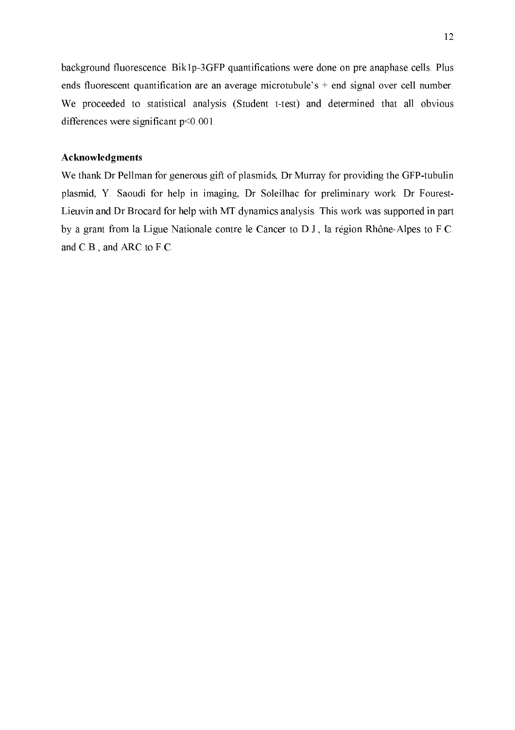background fluorescence. Bik1p-3GFP quantifications were done on pre anaphase cells. Plus ends fluorescent quantification are an average microtubule's + end signal over cell number. We proceeded to statistical analysis (Student t-test) and determined that all obvious differences were significant $p<0.001$.

**Acknowledgments**

We thank Dr Pellman for generous gift of plasmids, Dr Murray for providing the GFP-tubulin plasmid, Y. Saoudi for help in imaging, Dr Soleilhac for preliminary work. Dr Fourest-Lieuvin and Dr Brocard for help with MT dynamics analysis. This work was supported in part by a grant from la Ligue Nationale contre le Cancer to D.J., la région Rhône-Alpes to F.C. and C.B., and ARC to F.C.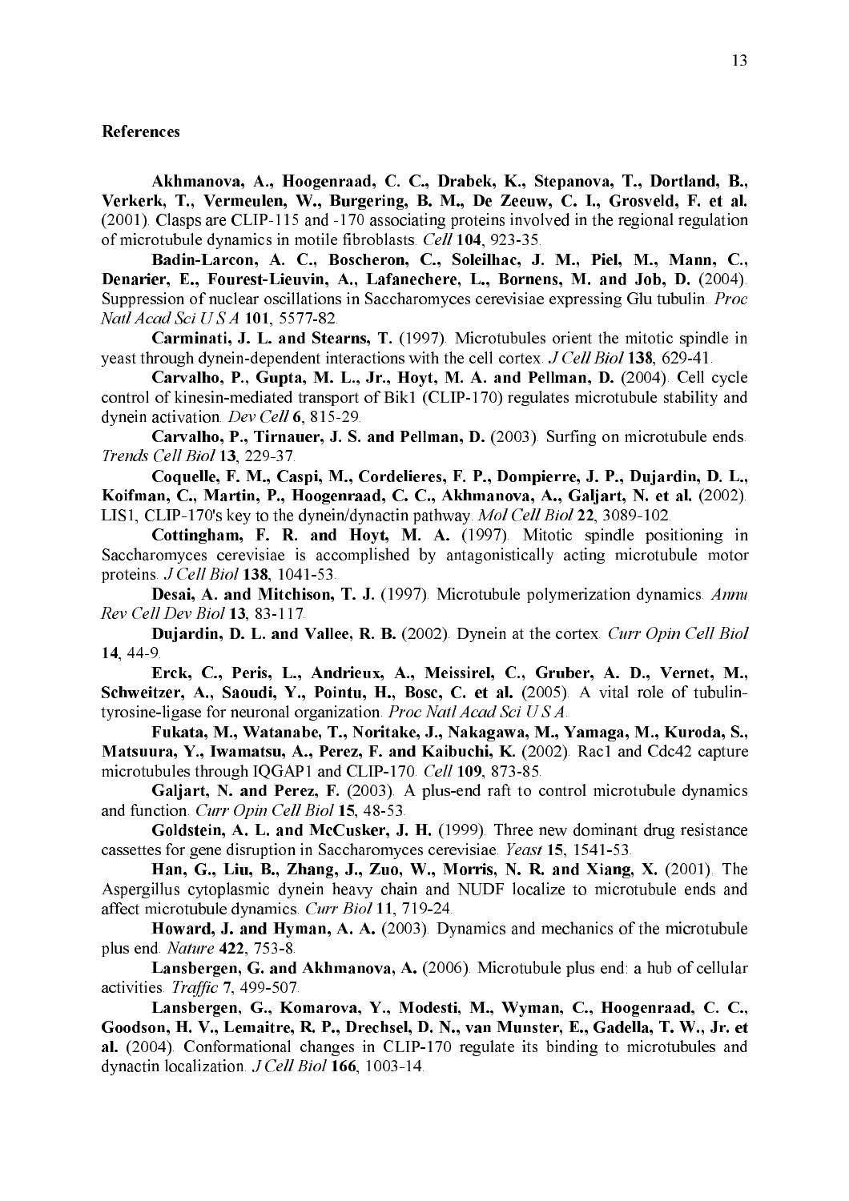## References

**Akhmanova, A., Hoogenraad, C. C., Drabek, K., Stepanova, T., Dortland, B., Verkerk, T., Vermeulen, W., Burgering, B. M., De Zeeuw, C. I., Grosveld, F. et al.** (2001). Clasps are CLIP-115 and -170 associating proteins involved in the regional regulation of microtubule dynamics in motile fibroblasts. *Cell* **104**, 923-35.

**Badin-Larcon, A. C., Boscheron, C., Soleilhac, J. M., Piel, M., Mann, C., Denarier, E., Fourest-Lieuvin, A., Lafanechere, L., Bornens, M. and Job, D.** (2004). Suppression of nuclear oscillations in Saccharomyces cerevisiae expressing Glu tubulin. *Proc Natl Acad Sci U S A* **101**, 5577-82.

**Carminati, J. L. and Stearns, T.** (1997). Microtubules orient the mitotic spindle in yeast through dynein-dependent interactions with the cell cortex. *J Cell Biol* **138**, 629-41.

**Carvalho, P., Gupta, M. L., Jr., Hoyt, M. A. and Pellman, D.** (2004). Cell cycle control of kinesin-mediated transport of Bik1 (CLIP-170) regulates microtubule stability and dynein activation. *Dev Cell* **6**, 815-29.

**Carvalho, P., Tirnauer, J. S. and Pellman, D.** (2003). Surfing on microtubule ends. *Trends Cell Biol* **13**, 229-37.

**Coquelle, F. M., Caspi, M., Cordelieres, F. P., Dompierre, J. P., Dujardin, D. L., Koifman, C., Martin, P., Hoogenraad, C. C., Akhmanova, A., Galjart, N. et al.** (2002). LIS1, CLIP-170's key to the dynein/dynactin pathway. *Mol Cell Biol* **22**, 3089-102.

**Cottingham, F. R. and Hoyt, M. A.** (1997). Mitotic spindle positioning in Saccharomyces cerevisiae is accomplished by antagonistically acting microtubule motor proteins. *J Cell Biol* **138**, 1041-53.

**Desai, A. and Mitchison, T. J.** (1997). Microtubule polymerization dynamics. *Annu Rev Cell Dev Biol* **13**, 83-117.

**Dujardin, D. L. and Vallee, R. B.** (2002). Dynein at the cortex. *Curr Opin Cell Biol* **14**, 44-9.

**Erck, C., Peris, L., Andrieux, A., Meissirel, C., Gruber, A. D., Vernet, M., Schweitzer, A., Saoudi, Y., Pointu, H., Bosc, C. et al.** (2005). A vital role of tubulin-tyrosine-ligase for neuronal organization. *Proc Natl Acad Sci U S A*.

**Fukata, M., Watanabe, T., Noritake, J., Nakagawa, M., Yamaga, M., Kuroda, S., Matsuura, Y., Iwamatsu, A., Perez, F. and Kaibuchi, K.** (2002). Rac1 and Cdc42 capture microtubules through IQGAP1 and CLIP-170. *Cell* **109**, 873-85.

**Galjart, N. and Perez, F.** (2003). A plus-end raft to control microtubule dynamics and function. *Curr Opin Cell Biol* **15**, 48-53.

**Goldstein, A. L. and McCusker, J. H.** (1999). Three new dominant drug resistance cassettes for gene disruption in Saccharomyces cerevisiae. *Yeast* **15**, 1541-53.

**Han, G., Liu, B., Zhang, J., Zuo, W., Morris, N. R. and Xiang, X.** (2001). The Aspergillus cytoplasmic dynein heavy chain and NUDF localize to microtubule ends and affect microtubule dynamics. *Curr Biol* **11**, 719-24.

**Howard, J. and Hyman, A. A.** (2003). Dynamics and mechanics of the microtubule plus end. *Nature* **422**, 753-8.

**Lansbergen, G. and Akhmanova, A.** (2006). Microtubule plus end: a hub of cellular activities. *Traffic* **7**, 499-507.

**Lansbergen, G., Komarova, Y., Modesti, M., Wyman, C., Hoogenraad, C. C., Goodson, H. V., Lemaitre, R. P., Drechsel, D. N., van Munster, E., Gadella, T. W., Jr. et al.** (2004). Conformational changes in CLIP-170 regulate its binding to microtubules and dynactin localization. *J Cell Biol* **166**, 1003-14.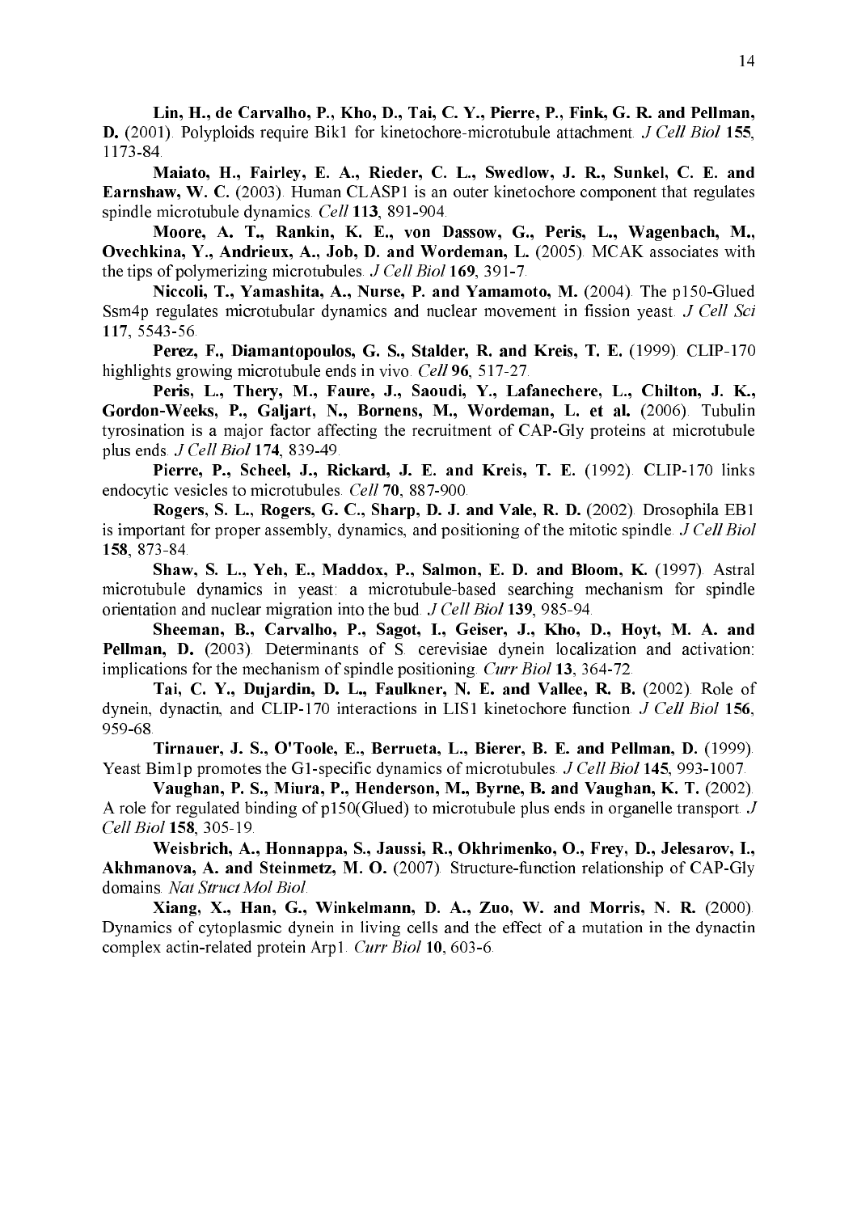**Lin, H., de Carvalho, P., Kho, D., Tai, C. Y., Pierre, P., Fink, G. R. and Pellman, D.** (2001). Polyploids require Bik1 for kinetochore-microtubule attachment. *J Cell Biol* **155**, 1173-84.

**Maiato, H., Fairley, E. A., Rieder, C. L., Swedlow, J. R., Sunkel, C. E. and Earnshaw, W. C.** (2003). Human CLASP1 is an outer kinetochore component that regulates spindle microtubule dynamics. *Cell* **113**, 891-904.

**Moore, A. T., Rankin, K. E., von Dassow, G., Peris, L., Wagenbach, M., Ovechkina, Y., Andrieux, A., Job, D. and Wordeman, L.** (2005). MCAK associates with the tips of polymerizing microtubules. *J Cell Biol* **169**, 391-7.

**Niccoli, T., Yamashita, A., Nurse, P. and Yamamoto, M.** (2004). The p150-Glued Ssm4p regulates microtubular dynamics and nuclear movement in fission yeast. *J Cell Sci* **117**, 5543-56.

**Perez, F., Diamantopoulos, G. S., Stalder, R. and Kreis, T. E.** (1999). CLIP-170 highlights growing microtubule ends in vivo. *Cell* **96**, 517-27.

**Peris, L., Thery, M., Faure, J., Saoudi, Y., Lafanechere, L., Chilton, J. K., Gordon-Weeks, P., Galjart, N., Bornens, M., Wordeman, L. et al.** (2006). Tubulin tyrosination is a major factor affecting the recruitment of CAP-Gly proteins at microtubule plus ends. *J Cell Biol* **174**, 839-49.

**Pierre, P., Scheel, J., Rickard, J. E. and Kreis, T. E.** (1992). CLIP-170 links endocytic vesicles to microtubules. *Cell* **70**, 887-900.

**Rogers, S. L., Rogers, G. C., Sharp, D. J. and Vale, R. D.** (2002). Drosophila EB1 is important for proper assembly, dynamics, and positioning of the mitotic spindle. *J Cell Biol* **158**, 873-84.

**Shaw, S. L., Yeh, E., Maddox, P., Salmon, E. D. and Bloom, K.** (1997). Astral microtubule dynamics in yeast: a microtubule-based searching mechanism for spindle orientation and nuclear migration into the bud. *J Cell Biol* **139**, 985-94.

**Sheeman, B., Carvalho, P., Sagot, I., Geiser, J., Kho, D., Hoyt, M. A. and Pellman, D.** (2003). Determinants of S. cerevisiae dynein localization and activation: implications for the mechanism of spindle positioning. *Curr Biol* **13**, 364-72.

**Tai, C. Y., Dujardin, D. L., Faulkner, N. E. and Vallee, R. B.** (2002). Role of dynein, dynactin, and CLIP-170 interactions in LIS1 kinetochore function. *J Cell Biol* **156**, 959-68.

**Tirnauer, J. S., O'Toole, E., Berrueta, L., Bierer, B. E. and Pellman, D.** (1999). Yeast Bim1p promotes the G1-specific dynamics of microtubules. *J Cell Biol* **145**, 993-1007.

**Vaughan, P. S., Miura, P., Henderson, M., Byrne, B. and Vaughan, K. T.** (2002). A role for regulated binding of p150(Glued) to microtubule plus ends in organelle transport. *J Cell Biol* **158**, 305-19.

**Weisbrich, A., Honnappa, S., Jaussi, R., Okhrimenko, O., Frey, D., Jelesarov, I., Akhmanova, A. and Steinmetz, M. O.** (2007). Structure-function relationship of CAP-Gly domains. *Nat Struct Mol Biol*.

**Xiang, X., Han, G., Winkelmann, D. A., Zuo, W. and Morris, N. R.** (2000). Dynamics of cytoplasmic dynein in living cells and the effect of a mutation in the dynactin complex actin-related protein Arp1. *Curr Biol* **10**, 603-6.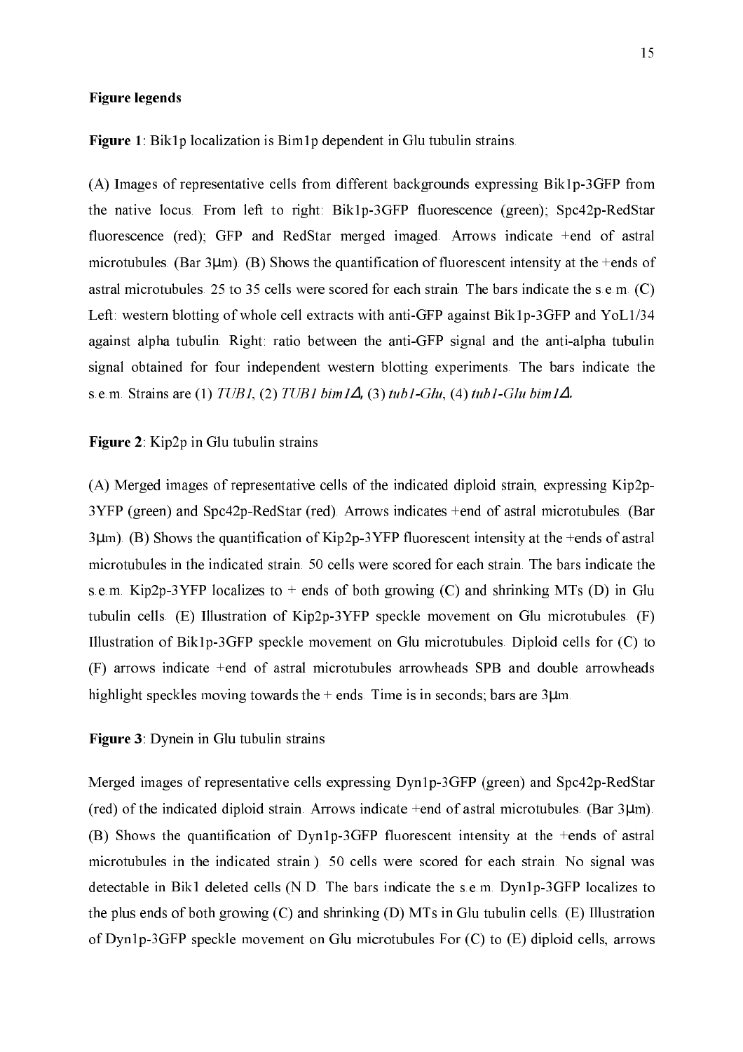**Figure legends**

**Figure 1**: Bik1p localization is Bim1p dependent in Glu tubulin strains.

(A) Images of representative cells from different backgrounds expressing Bik1p-3GFP from the native locus. From left to right: Bik1p-3GFP fluorescence (green); Spc42p-RedStar fluorescence (red); GFP and RedStar merged imaged. Arrows indicate +end of astral microtubules. (Bar 3μm). (B) Shows the quantification of fluorescent intensity at the +ends of astral microtubules. 25 to 35 cells were scored for each strain. The bars indicate the s.e.m. (C) Left: western blotting of whole cell extracts with anti-GFP against Bik1p-3GFP and YoL1/34 against alpha tubulin. Right: ratio between the anti-GFP signal and the anti-alpha tubulin signal obtained for four independent western blotting experiments. The bars indicate the s.e.m. Strains are (1) *TUB1*, (2) *TUB1 bim1Δ*, (3) *tub1-Glu*, (4) *tub1-Glu bim1Δ*.

**Figure 2**: Kip2p in Glu tubulin strains

(A) Merged images of representative cells of the indicated diploid strain, expressing Kip2p-3YFP (green) and Spc42p-RedStar (red). Arrows indicates +end of astral microtubules. (Bar 3μm). (B) Shows the quantification of Kip2p-3YFP fluorescent intensity at the +ends of astral microtubules in the indicated strain. 50 cells were scored for each strain. The bars indicate the s.e.m. Kip2p-3YFP localizes to + ends of both growing (C) and shrinking MTs (D) in Glu tubulin cells. (E) Illustration of Kip2p-3YFP speckle movement on Glu microtubules. (F) Illustration of Bik1p-3GFP speckle movement on Glu microtubules. Diploid cells for (C) to (F) arrows indicate +end of astral microtubules arrowheads SPB and double arrowheads highlight speckles moving towards the + ends. Time is in seconds; bars are 3μm.

**Figure 3**: Dynein in Glu tubulin strains

Merged images of representative cells expressing Dyn1p-3GFP (green) and Spc42p-RedStar (red) of the indicated diploid strain. Arrows indicate +end of astral microtubules. (Bar 3μm). (B) Shows the quantification of Dyn1p-3GFP fluorescent intensity at the +ends of astral microtubules in the indicated strain.). 50 cells were scored for each strain. No signal was detectable in Bik1 deleted cells (N.D. The bars indicate the s.e.m. Dyn1p-3GFP localizes to the plus ends of both growing (C) and shrinking (D) MTs in Glu tubulin cells. (E) Illustration of Dyn1p-3GFP speckle movement on Glu microtubules For (C) to (E) diploid cells, arrows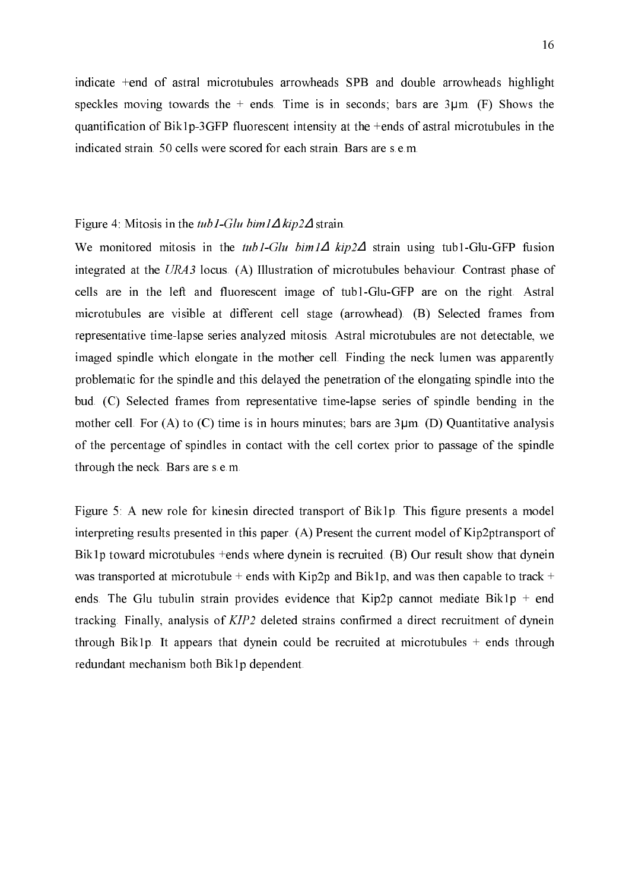indicate +end of astral microtubules arrowheads SPB and double arrowheads highlight speckles moving towards the + ends. Time is in seconds; bars are 3μm. (F) Shows the quantification of Bik1p-3GFP fluorescent intensity at the +ends of astral microtubules in the indicated strain. 50 cells were scored for each strain. Bars are s.e.m.

Figure 4: Mitosis in the *tub1-Glu bim1Δ kip2Δ* strain.

We monitored mitosis in the *tub1-Glu bim1Δ kip2Δ* strain using tub1-Glu-GFP fusion integrated at the *URA3* locus. (A) Illustration of microtubules behaviour. Contrast phase of cells are in the left and fluorescent image of tub1-Glu-GFP are on the right. Astral microtubules are visible at different cell stage (arrowhead). (B) Selected frames from representative time-lapse series analyzed mitosis. Astral microtubules are not detectable, we imaged spindle which elongate in the mother cell. Finding the neck lumen was apparently problematic for the spindle and this delayed the penetration of the elongating spindle into the bud. (C) Selected frames from representative time-lapse series of spindle bending in the mother cell. For (A) to (C) time is in hours minutes; bars are 3μm. (D) Quantitative analysis of the percentage of spindles in contact with the cell cortex prior to passage of the spindle through the neck. Bars are s.e.m.

Figure 5: A new role for kinesin directed transport of Bik1p. This figure presents a model interpreting results presented in this paper. (A) Present the current model of Kip2ptransport of Bik1p toward microtubules +ends where dynein is recruited. (B) Our result show that dynein was transported at microtubule + ends with Kip2p and Bik1p, and was then capable to track + ends. The Glu tubulin strain provides evidence that Kip2p cannot mediate Bik1p + end tracking. Finally, analysis of *KIP2* deleted strains confirmed a direct recruitment of dynein through Bik1p. It appears that dynein could be recruited at microtubules + ends through redundant mechanism both Bik1p dependent.